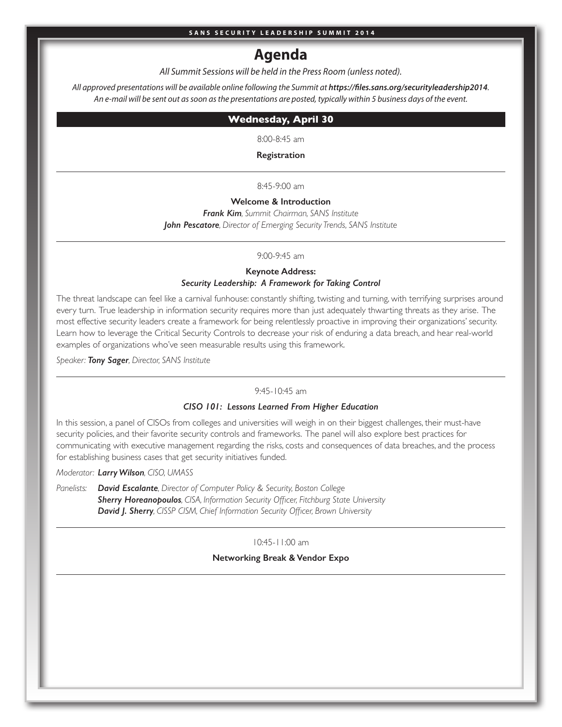# Agenda

*All Summit Sessions will be held in the Press Room (unless noted).*

*All approved presentations will be available online following the Summit at **https://files.sans.org/securityleadership2014**. An e-mail will be sent out as soon as the presentations are posted, typically within 5 business days of the event.*

## Wednesday, April 30

8:00-8:45 am

**Registration**

---

8:45-9:00 am

**Welcome & Introduction**

***Frank Kim***, *Summit Chairman, SANS Institute*

***John Pescatore***, *Director of Emerging Security Trends, SANS Institute*

---

9:00-9:45 am

**Keynote Address:**
***Security Leadership: A Framework for Taking Control***

The threat landscape can feel like a carnival funhouse: constantly shifting, twisting and turning, with terrifying surprises around every turn. True leadership in information security requires more than just adequately thwarting threats as they arise. The most effective security leaders create a framework for being relentlessly proactive in improving their organizations' security. Learn how to leverage the Critical Security Controls to decrease your risk of enduring a data breach, and hear real-world examples of organizations who've seen measurable results using this framework.

*Speaker:* ***Tony Sager***, *Director, SANS Institute*

---

9:45-10:45 am

***CISO 101: Lessons Learned From Higher Education***

In this session, a panel of CISOs from colleges and universities will weigh in on their biggest challenges, their must-have security policies, and their favorite security controls and frameworks. The panel will also explore best practices for communicating with executive management regarding the risks, costs and consequences of data breaches, and the process for establishing business cases that get security initiatives funded.

*Moderator:* ***Larry Wilson***, *CISO, UMASS*

*Panelists:*
***David Escalante***, *Director of Computer Policy & Security, Boston College*
***Sherry Horeanopoulos***, *CISA, Information Security Officer, Fitchburg State University*
***David J. Sherry***, *CISSP CISM, Chief Information Security Officer, Brown University*

---

10:45-11:00 am

**Networking Break & Vendor Expo**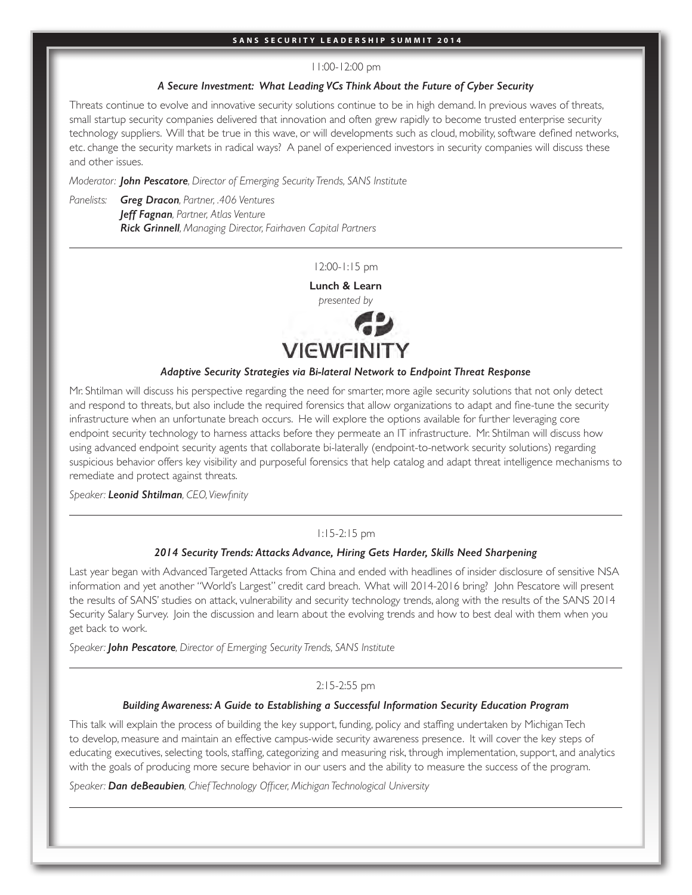11:00-12:00 pm

### *A Secure Investment: What Leading VCs Think About the Future of Cyber Security*

Threats continue to evolve and innovative security solutions continue to be in high demand. In previous waves of threats, small startup security companies delivered that innovation and often grew rapidly to become trusted enterprise security technology suppliers. Will that be true in this wave, or will developments such as cloud, mobility, software defined networks, etc. change the security markets in radical ways? A panel of experienced investors in security companies will discuss these and other issues.

*Moderator:* ***John Pescatore****, Director of Emerging Security Trends, SANS Institute*

*Panelists:* ***Greg Dracon****, Partner, .406 Ventures*
***Jeff Fagnan****, Partner, Atlas Venture*
***Rick Grinnell****, Managing Director, Fairhaven Capital Partners*

---

12:00-1:15 pm

**Lunch & Learn**

*presented by*

VIEWFINITY

### *Adaptive Security Strategies via Bi-lateral Network to Endpoint Threat Response*

Mr. Shtilman will discuss his perspective regarding the need for smarter, more agile security solutions that not only detect and respond to threats, but also include the required forensics that allow organizations to adapt and fine-tune the security infrastructure when an unfortunate breach occurs. He will explore the options available for further leveraging core endpoint security technology to harness attacks before they permeate an IT infrastructure. Mr. Shtilman will discuss how using advanced endpoint security agents that collaborate bi-laterally (endpoint-to-network security solutions) regarding suspicious behavior offers key visibility and purposeful forensics that help catalog and adapt threat intelligence mechanisms to remediate and protect against threats.

*Speaker:* ***Leonid Shtilman****, CEO, Viewfinity*

---

1:15-2:15 pm

### *2014 Security Trends: Attacks Advance, Hiring Gets Harder, Skills Need Sharpening*

Last year began with Advanced Targeted Attacks from China and ended with headlines of insider disclosure of sensitive NSA information and yet another "World's Largest" credit card breach. What will 2014-2016 bring? John Pescatore will present the results of SANS' studies on attack, vulnerability and security technology trends, along with the results of the SANS 2014 Security Salary Survey. Join the discussion and learn about the evolving trends and how to best deal with them when you get back to work.

*Speaker:* ***John Pescatore****, Director of Emerging Security Trends, SANS Institute*

---

2:15-2:55 pm

### *Building Awareness: A Guide to Establishing a Successful Information Security Education Program*

This talk will explain the process of building the key support, funding, policy and staffing undertaken by Michigan Tech to develop, measure and maintain an effective campus-wide security awareness presence. It will cover the key steps of educating executives, selecting tools, staffing, categorizing and measuring risk, through implementation, support, and analytics with the goals of producing more secure behavior in our users and the ability to measure the success of the program.

*Speaker:* ***Dan deBeaubien****, Chief Technology Officer, Michigan Technological University*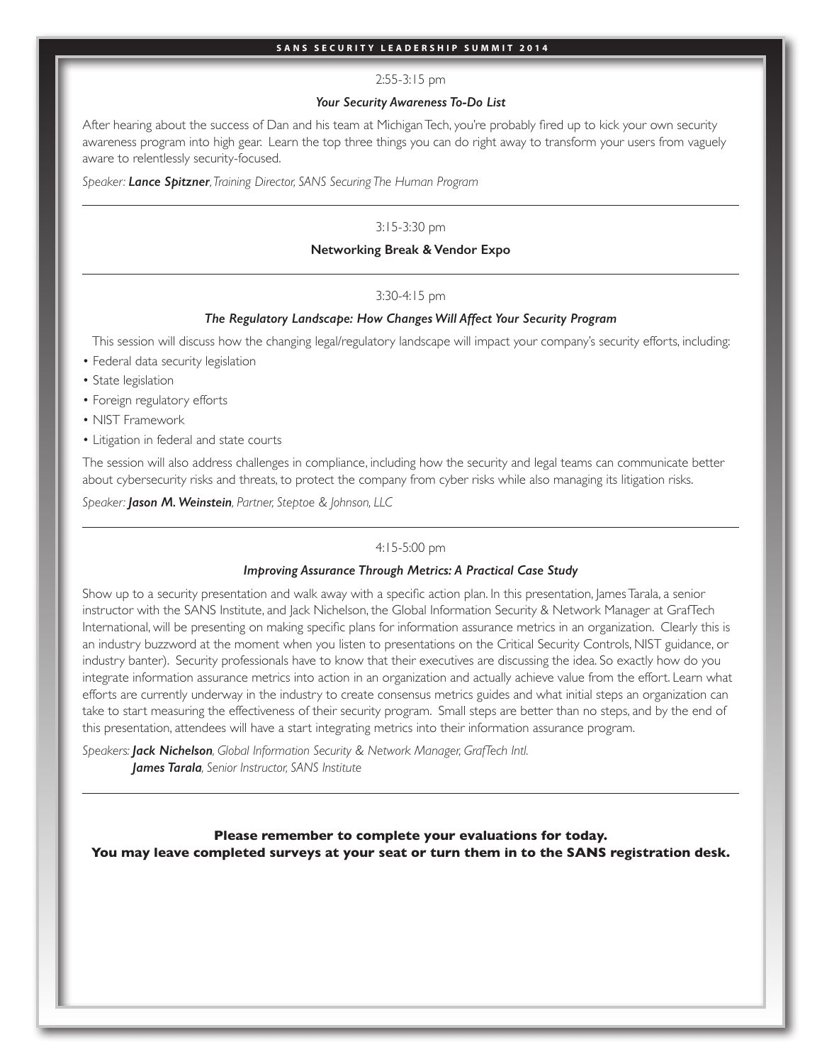2:55-3:15 pm

***Your Security Awareness To-Do List***

After hearing about the success of Dan and his team at Michigan Tech, you're probably fired up to kick your own security awareness program into high gear. Learn the top three things you can do right away to transform your users from vaguely aware to relentlessly security-focused.

*Speaker:* ***Lance Spitzner****, Training Director, SANS Securing The Human Program*

---

3:15-3:30 pm

**Networking Break & Vendor Expo**

---

3:30-4:15 pm

***The Regulatory Landscape: How Changes Will Affect Your Security Program***

This session will discuss how the changing legal/regulatory landscape will impact your company's security efforts, including:

- Federal data security legislation
- State legislation
- Foreign regulatory efforts
- NIST Framework
- Litigation in federal and state courts

The session will also address challenges in compliance, including how the security and legal teams can communicate better about cybersecurity risks and threats, to protect the company from cyber risks while also managing its litigation risks.

*Speaker:* ***Jason M. Weinstein****, Partner, Steptoe & Johnson, LLC*

---

4:15-5:00 pm

***Improving Assurance Through Metrics: A Practical Case Study***

Show up to a security presentation and walk away with a specific action plan. In this presentation, James Tarala, a senior instructor with the SANS Institute, and Jack Nichelson, the Global Information Security & Network Manager at GrafTech International, will be presenting on making specific plans for information assurance metrics in an organization. Clearly this is an industry buzzword at the moment when you listen to presentations on the Critical Security Controls, NIST guidance, or industry banter). Security professionals have to know that their executives are discussing the idea. So exactly how do you integrate information assurance metrics into action in an organization and actually achieve value from the effort. Learn what efforts are currently underway in the industry to create consensus metrics guides and what initial steps an organization can take to start measuring the effectiveness of their security program. Small steps are better than no steps, and by the end of this presentation, attendees will have a start integrating metrics into their information assurance program.

*Speakers:* ***Jack Nichelson****, Global Information Security & Network Manager, GrafTech Intl.*
***James Tarala****, Senior Instructor, SANS Institute*

---

**Please remember to complete your evaluations for today.**
**You may leave completed surveys at your seat or turn them in to the SANS registration desk.**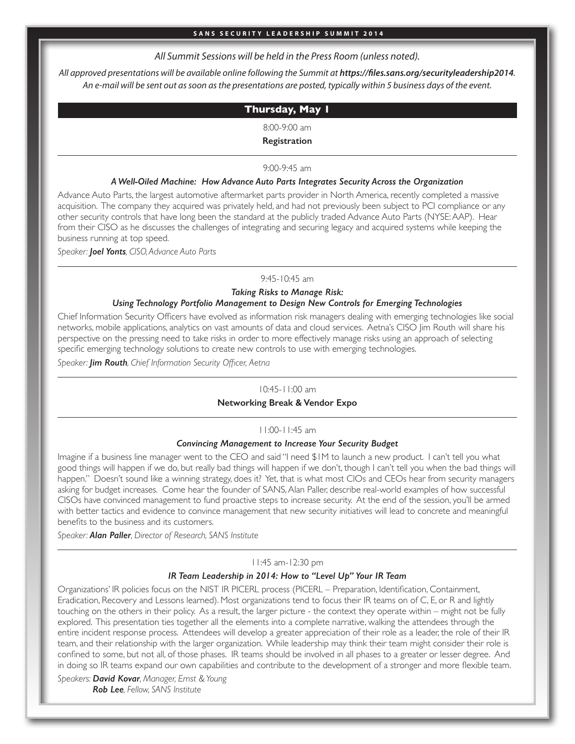*All Summit Sessions will be held in the Press Room (unless noted).*

*All approved presentations will be available online following the Summit at **https://files.sans.org/securityleadership2014**. An e-mail will be sent out as soon as the presentations are posted, typically within 5 business days of the event.*

## Thursday, May 1

8:00-9:00 am

**Registration**

---

9:00-9:45 am

***A Well-Oiled Machine: How Advance Auto Parts Integrates Security Across the Organization***

Advance Auto Parts, the largest automotive aftermarket parts provider in North America, recently completed a massive acquisition. The company they acquired was privately held, and had not previously been subject to PCI compliance or any other security controls that have long been the standard at the publicly traded Advance Auto Parts (NYSE: AAP). Hear from their CISO as he discusses the challenges of integrating and securing legacy and acquired systems while keeping the business running at top speed.

*Speaker: **Joel Yonts**, CISO, Advance Auto Parts*

---

9:45-10:45 am

***Taking Risks to Manage Risk: Using Technology Portfolio Management to Design New Controls for Emerging Technologies***

Chief Information Security Officers have evolved as information risk managers dealing with emerging technologies like social networks, mobile applications, analytics on vast amounts of data and cloud services. Aetna's CISO Jim Routh will share his perspective on the pressing need to take risks in order to more effectively manage risks using an approach of selecting specific emerging technology solutions to create new controls to use with emerging technologies.

*Speaker: **Jim Routh**, Chief Information Security Officer, Aetna*

---

10:45-11:00 am

**Networking Break & Vendor Expo**

---

11:00-11:45 am

***Convincing Management to Increase Your Security Budget***

Imagine if a business line manager went to the CEO and said "I need $1M to launch a new product. I can't tell you what good things will happen if we do, but really bad things will happen if we don't, though I can't tell you when the bad things will happen." Doesn't sound like a winning strategy, does it? Yet, that is what most CIOs and CEOs hear from security managers asking for budget increases. Come hear the founder of SANS, Alan Paller, describe real-world examples of how successful CISOs have convinced management to fund proactive steps to increase security. At the end of the session, you'll be armed with better tactics and evidence to convince management that new security initiatives will lead to concrete and meaningful benefits to the business and its customers.

*Speaker: **Alan Paller**, Director of Research, SANS Institute*

---

11:45 am-12:30 pm

***IR Team Leadership in 2014: How to "Level Up" Your IR Team***

Organizations' IR policies focus on the NIST IR PICERL process (PICERL – Preparation, Identification, Containment, Eradication, Recovery and Lessons learned). Most organizations tend to focus their IR teams on of C, E, or R and lightly touching on the others in their policy. As a result, the larger picture - the context they operate within – might not be fully explored. This presentation ties together all the elements into a complete narrative, walking the attendees through the entire incident response process. Attendees will develop a greater appreciation of their role as a leader, the role of their IR team, and their relationship with the larger organization. While leadership may think their team might consider their role is confined to some, but not all, of those phases. IR teams should be involved in all phases to a greater or lesser degree. And in doing so IR teams expand our own capabilities and contribute to the development of a stronger and more flexible team.

*Speakers: **David Kovar**, Manager, Ernst & Young*
*​**Rob Lee**, Fellow, SANS Institute*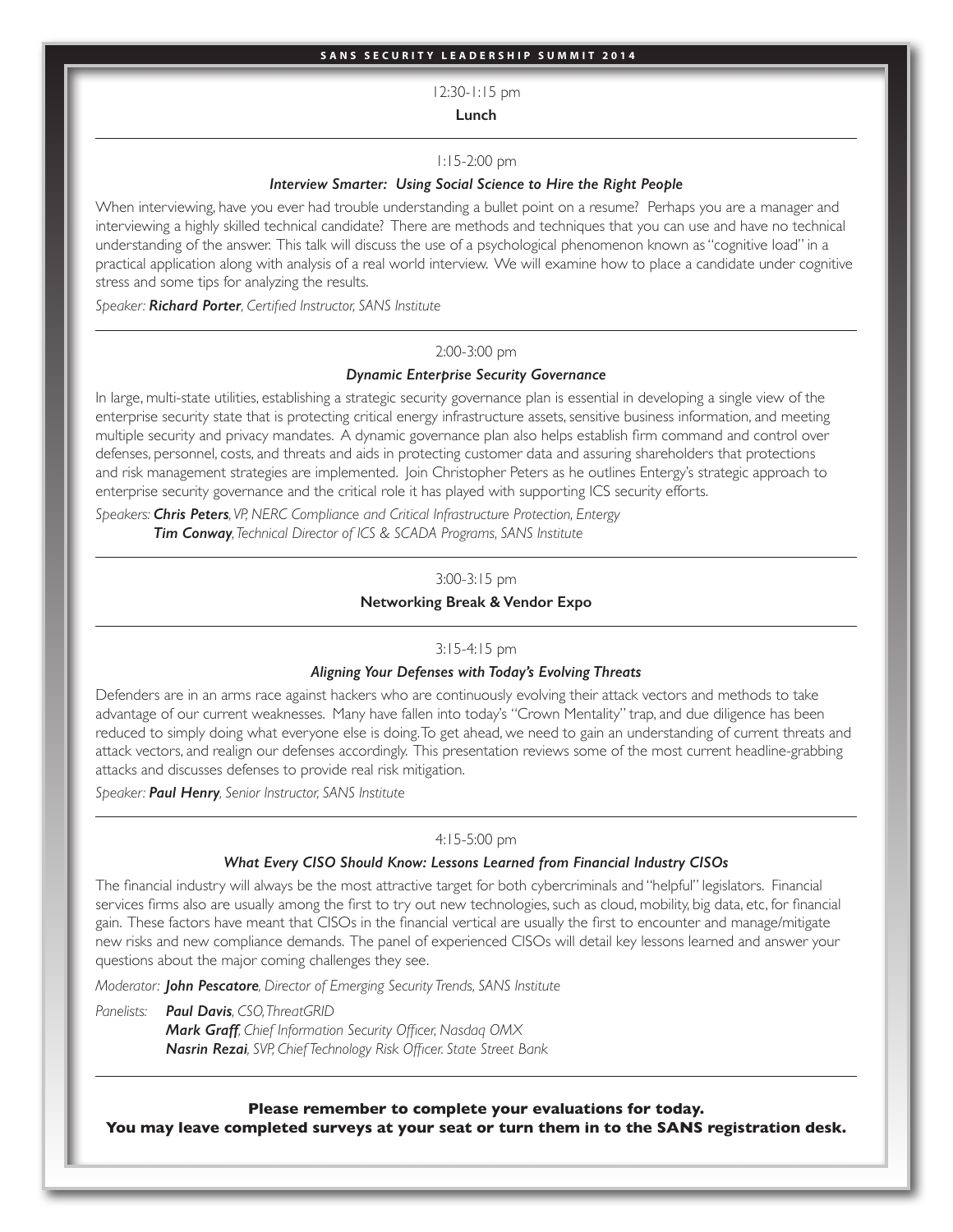12:30-1:15 pm

**Lunch**

---

1:15-2:00 pm

***Interview Smarter: Using Social Science to Hire the Right People***

When interviewing, have you ever had trouble understanding a bullet point on a resume? Perhaps you are a manager and interviewing a highly skilled technical candidate? There are methods and techniques that you can use and have no technical understanding of the answer. This talk will discuss the use of a psychological phenomenon known as "cognitive load" in a practical application along with analysis of a real world interview. We will examine how to place a candidate under cognitive stress and some tips for analyzing the results.

*Speaker:* ***Richard Porter****, Certified Instructor, SANS Institute*

---

2:00-3:00 pm

***Dynamic Enterprise Security Governance***

In large, multi-state utilities, establishing a strategic security governance plan is essential in developing a single view of the enterprise security state that is protecting critical energy infrastructure assets, sensitive business information, and meeting multiple security and privacy mandates. A dynamic governance plan also helps establish firm command and control over defenses, personnel, costs, and threats and aids in protecting customer data and assuring shareholders that protections and risk management strategies are implemented. Join Christopher Peters as he outlines Entergy's strategic approach to enterprise security governance and the critical role it has played with supporting ICS security efforts.

*Speakers:* ***Chris Peters****, VP, NERC Compliance and Critical Infrastructure Protection, Entergy*
***Tim Conway****, Technical Director of ICS & SCADA Programs, SANS Institute*

---

3:00-3:15 pm

**Networking Break & Vendor Expo**

---

3:15-4:15 pm

***Aligning Your Defenses with Today's Evolving Threats***

Defenders are in an arms race against hackers who are continuously evolving their attack vectors and methods to take advantage of our current weaknesses. Many have fallen into today's "Crown Mentality" trap, and due diligence has been reduced to simply doing what everyone else is doing. To get ahead, we need to gain an understanding of current threats and attack vectors, and realign our defenses accordingly. This presentation reviews some of the most current headline-grabbing attacks and discusses defenses to provide real risk mitigation.

*Speaker:* ***Paul Henry****, Senior Instructor, SANS Institute*

---

4:15-5:00 pm

***What Every CISO Should Know: Lessons Learned from Financial Industry CISOs***

The financial industry will always be the most attractive target for both cybercriminals and "helpful" legislators. Financial services firms also are usually among the first to try out new technologies, such as cloud, mobility, big data, etc, for financial gain. These factors have meant that CISOs in the financial vertical are usually the first to encounter and manage/mitigate new risks and new compliance demands. The panel of experienced CISOs will detail key lessons learned and answer your questions about the major coming challenges they see.

*Moderator:* ***John Pescatore****, Director of Emerging Security Trends, SANS Institute*

*Panelists:* ***Paul Davis****, CSO, ThreatGRID*
***Mark Graff****, Chief Information Security Officer, Nasdaq OMX*
***Nasrin Rezai****, SVP, Chief Technology Risk Officer. State Street Bank*

---

**Please remember to complete your evaluations for today.**
**You may leave completed surveys at your seat or turn them in to the SANS registration desk.**